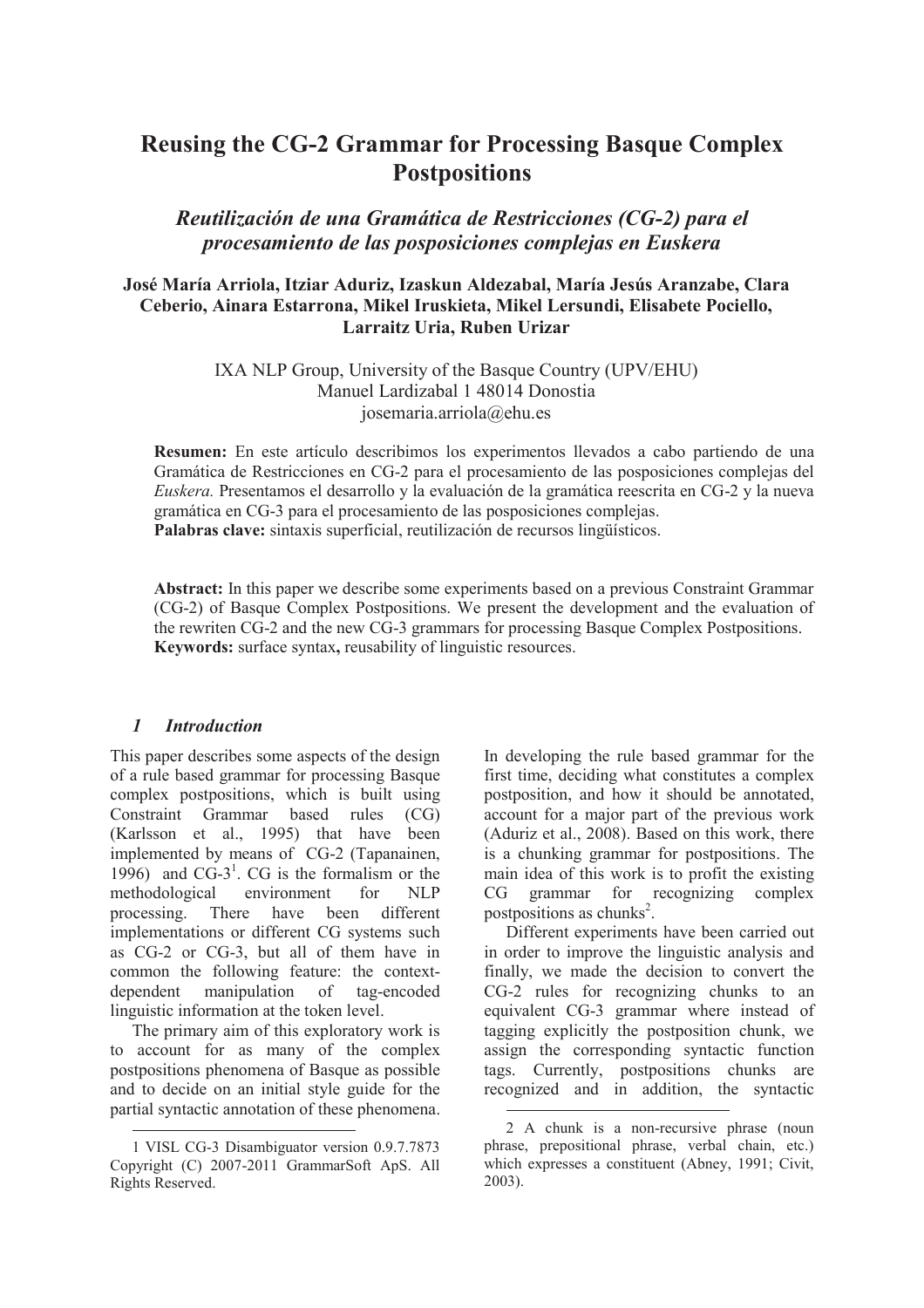# Reusing the CG-2 Grammar for Processing Basque Complex Postpositions

## *Reutilización de una Gramática de Restricciones (CG-2) para el procesamiento de las posposiciones complejas en Euskera*

**José María Arriola, Itziar Aduriz, Izaskun Aldezabal, María Jesús Aranzabe, Clara Ceberio, Ainara Estarrona, Mikel Iruskieta, Mikel Lersundi, Elisabete Pociello, Larraitz Uria, Ruben Urizar**

IXA NLP Group, University of the Basque Country (UPV/EHU)
Manuel Lardizabal 1 48014 Donostia
josemaria.arriola@ehu.es

**Resumen:** En este artículo describimos los experimentos llevados a cabo partiendo de una Gramática de Restricciones en CG-2 para el procesamiento de las posposiciones complejas del *Euskera.* Presentamos el desarrollo y la evaluación de la gramática reescrita en CG-2 y la nueva gramática en CG-3 para el procesamiento de las posposiciones complejas.
**Palabras clave:** sintaxis superficial, reutilización de recursos lingüísticos.

**Abstract:** In this paper we describe some experiments based on a previous Constraint Grammar (CG-2) of Basque Complex Postpositions. We present the development and the evaluation of the rewriten CG-2 and the new CG-3 grammars for processing Basque Complex Postpositions.
**Keywords:** surface syntax**,** reusability of linguistic resources.

## *1 Introduction*

This paper describes some aspects of the design of a rule based grammar for processing Basque complex postpositions, which is built using Constraint Grammar based rules (CG) (Karlsson et al., 1995) that have been implemented by means of CG-2 (Tapanainen, 1996) and CG-3[1]. CG is the formalism or the methodological environment for NLP processing. There have been different implementations or different CG systems such as CG-2 or CG-3, but all of them have in common the following feature: the context-dependent manipulation of tag-encoded linguistic information at the token level.

The primary aim of this exploratory work is to account for as many of the complex postpositions phenomena of Basque as possible and to decide on an initial style guide for the partial syntactic annotation of these phenomena. In developing the rule based grammar for the first time, deciding what constitutes a complex postposition, and how it should be annotated, account for a major part of the previous work (Aduriz et al., 2008). Based on this work, there is a chunking grammar for postpositions. The main idea of this work is to profit the existing CG grammar for recognizing complex postpositions as chunks[2].

Different experiments have been carried out in order to improve the linguistic analysis and finally, we made the decision to convert the CG-2 rules for recognizing chunks to an equivalent CG-3 grammar where instead of tagging explicitly the postposition chunk, we assign the corresponding syntactic function tags. Currently, postpositions chunks are recognized and in addition, the syntactic

1 VISL CG-3 Disambiguator version 0.9.7.7873 Copyright (C) 2007-2011 GrammarSoft ApS. All Rights Reserved.

2 A chunk is a non-recursive phrase (noun phrase, prepositional phrase, verbal chain, etc.) which expresses a constituent (Abney, 1991; Civit, 2003).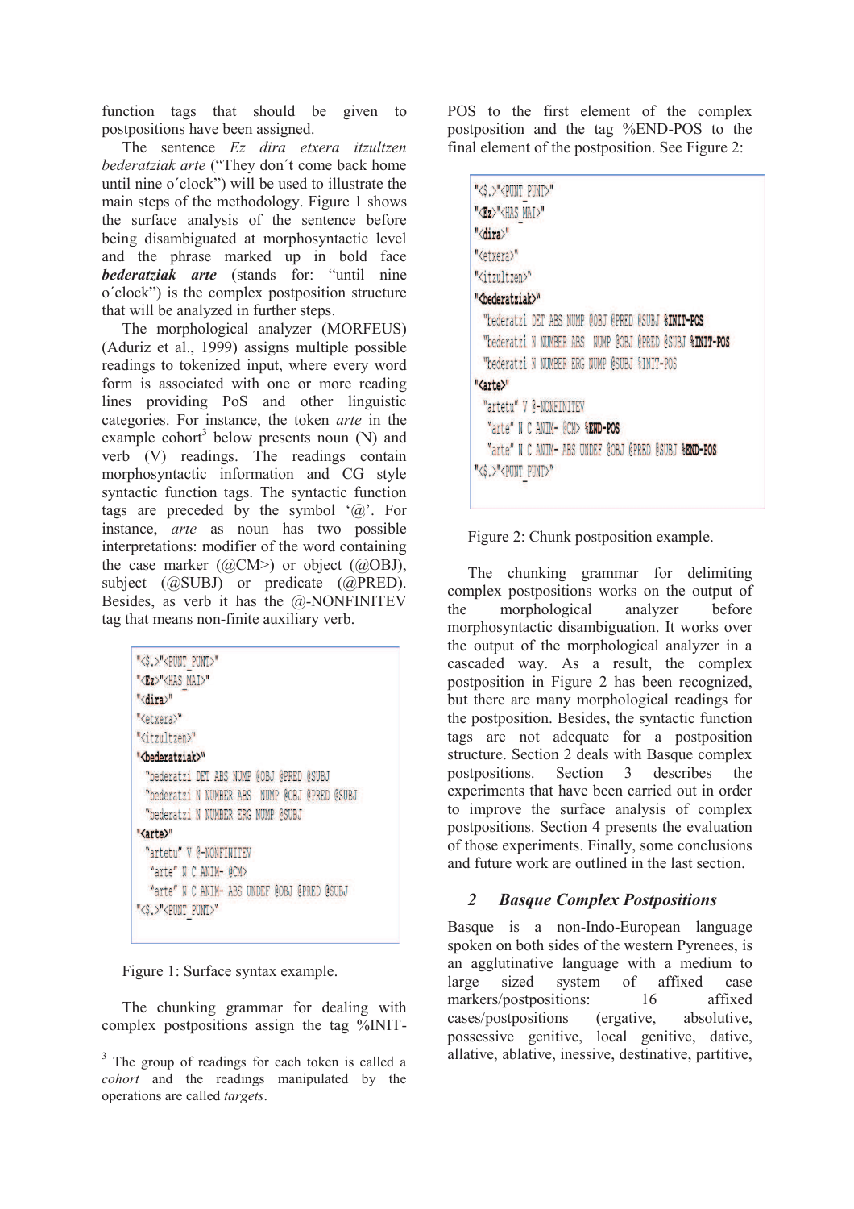function tags that should be given to postpositions have been assigned.

The sentence *Ez dira etxera itzultzen bederatziak arte* ("They don´t come back home until nine o´clock") will be used to illustrate the main steps of the methodology. Figure 1 shows the surface analysis of the sentence before being disambiguated at morphosyntactic level and the phrase marked up in bold face ***bederatziak arte*** (stands for: "until nine o´clock") is the complex postposition structure that will be analyzed in further steps.

The morphological analyzer (MORFEUS) (Aduriz et al., 1999) assigns multiple possible readings to tokenized input, where every word form is associated with one or more reading lines providing PoS and other linguistic categories. For instance, the token *arte* in the example cohort[3] below presents noun (N) and verb (V) readings. The readings contain morphosyntactic information and CG style syntactic function tags. The syntactic function tags are preceded by the symbol '@'. For instance, *arte* as noun has two possible interpretations: modifier of the word containing the case marker (@CM>) or object (@OBJ), subject (@SUBJ) or predicate (@PRED). Besides, as verb it has the @-NONFINITEV tag that means non-finite auxiliary verb.

```
"<$.>"<PUNT_PUNT>"
"<Ez>"<HAS_MAI>"
"<dira>"
"<etxera>"
"<itzultzen>"
"<bederatziak>"
  "bederatzi DET ABS NUMP @OBJ @PRED @SUBJ
  "bederatzi N NUMBER ABS  NUMP @OBJ @PRED @SUBJ
  "bederatzi N NUMBER ERG NUMP @SUBJ
"<arte>"
  "artetu" V @-NONFINITEV
  "arte" N C ANIM- @CM>
  "arte" N C ANIM- ABS UNDEF @OBJ @PRED @SUBJ
"<$.>"<PUNT_PUNT>"
```

Figure 1: Surface syntax example.

The chunking grammar for dealing with complex postpositions assign the tag %INIT-POS to the first element of the complex postposition and the tag %END-POS to the final element of the postposition. See Figure 2:

```
"<$.>"<PUNT_PUNT>"
"<Ez>"<HAS_MAI>"
"<dira>"
"<etxera>"
"<itzultzen>"
"<bederatziak>"
  "bederatzi DET ABS NUMP @OBJ @PRED @SUBJ %INIT-POS
  "bederatzi N NUMBER ABS  NUMP @OBJ @PRED @SUBJ %INIT-POS
  "bederatzi N NUMBER ERG NUMP @SUBJ %INIT-POS
"<arte>"
  "artetu" V @-NONFINITEV
  "arte" N C ANIM- @CM> %END-POS
  "arte" N C ANIM- ABS UNDEF @OBJ @PRED @SUBJ %END-POS
"<$.>"<PUNT_PUNT>"
```

Figure 2: Chunk postposition example.

The chunking grammar for delimiting complex postpositions works on the output of the morphological analyzer before morphosyntactic disambiguation. It works over the output of the morphological analyzer in a cascaded way. As a result, the complex postposition in Figure 2 has been recognized, but there are many morphological readings for the postposition. Besides, the syntactic function tags are not adequate for a postposition structure. Section 2 deals with Basque complex postpositions. Section 3 describes the experiments that have been carried out in order to improve the surface analysis of complex postpositions. Section 4 presents the evaluation of those experiments. Finally, some conclusions and future work are outlined in the last section.

## 2 Basque Complex Postpositions

Basque is a non-Indo-European language spoken on both sides of the western Pyrenees, is an agglutinative language with a medium to large sized system of affixed case markers/postpositions: 16 affixed cases/postpositions (ergative, absolutive, possessive genitive, local genitive, dative, allative, ablative, inessive, destinative, partitive,

[3] The group of readings for each token is called a *cohort* and the readings manipulated by the operations are called *targets*.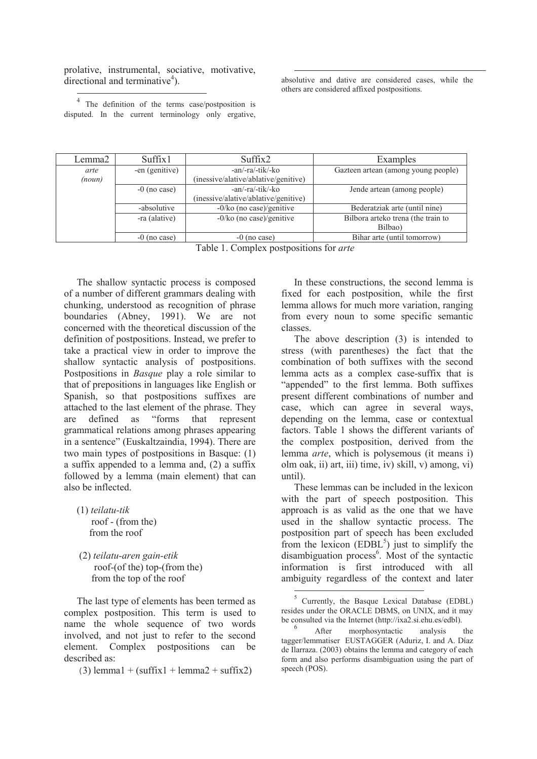prolative, instrumental, sociative, motivative, directional and terminative[4]).

| Lemma2 | Suffix1 | Suffix2 | Examples |
|---|---|---|---|
| *arte* *(noun)* | -en (genitive) | -an/-ra/-tik/-ko (inessive/alative/ablative/genitive) | Gazteen artean (among young people) |
| | -0 (no case) | -an/-ra/-tik/-ko (inessive/alative/ablative/genitive) | Jende artean (among people) |
| | -absolutive | -0/ko (no case)/genitive | Bederatziak arte (until nine) |
| | -ra (alative) | -0/ko (no case)/genitive | Bilbora arteko trena (the train to Bilbao) |
| | -0 (no case) | -0 (no case) | Bihar arte (until tomorrow) |

Table 1. Complex postpositions for *arte*

The shallow syntactic process is composed of a number of different grammars dealing with chunking, understood as recognition of phrase boundaries (Abney, 1991). We are not concerned with the theoretical discussion of the definition of postpositions. Instead, we prefer to take a practical view in order to improve the shallow syntactic analysis of postpositions. Postpositions in *Basque* play a role similar to that of prepositions in languages like English or Spanish, so that postpositions suffixes are attached to the last element of the phrase. They are defined as "forms that represent grammatical relations among phrases appearing in a sentence" (Euskaltzaindia, 1994). There are two main types of postpositions in Basque: (1) a suffix appended to a lemma and, (2) a suffix followed by a lemma (main element) that can also be inflected.

(1) *teilatu-tik*
roof - (from the)
from the roof

(2) *teilatu-aren gain-etik*
roof-(of the) top-(from the)
from the top of the roof

The last type of elements has been termed as complex postposition. This term is used to name the whole sequence of two words involved, and not just to refer to the second element. Complex postpositions can be described as:

(3) lemma1 + (suffix1 + lemma2 + suffix2)

In these constructions, the second lemma is fixed for each postposition, while the first lemma allows for much more variation, ranging from every noun to some specific semantic classes.

The above description (3) is intended to stress (with parentheses) the fact that the combination of both suffixes with the second lemma acts as a complex case-suffix that is "appended" to the first lemma. Both suffixes present different combinations of number and case, which can agree in several ways, depending on the lemma, case or contextual factors. Table 1 shows the different variants of the complex postposition, derived from the lemma *arte*, which is polysemous (it means i) olm oak, ii) art, iii) time, iv) skill, v) among, vi) until).

These lemmas can be included in the lexicon with the part of speech postposition. This approach is as valid as the one that we have used in the shallow syntactic process. The postposition part of speech has been excluded from the lexicon (EDBL[5]) just to simplify the disambiguation process[6]. Most of the syntactic information is first introduced with all ambiguity regardless of the context and later

[4] The definition of the terms case/postposition is disputed. In the current terminology only ergative, absolutive and dative are considered cases, while the others are considered affixed postpositions.

[5] Currently, the Basque Lexical Database (EDBL) resides under the ORACLE DBMS, on UNIX, and it may be consulted via the Internet (http://ixa2.si.ehu.es/edbl).

[6] After morphosyntactic analysis the tagger/lemmatiser EUSTAGGER (Aduriz, I. and A. Díaz de Ilarraza. (2003) obtains the lemma and category of each form and also performs disambiguation using the part of speech (POS).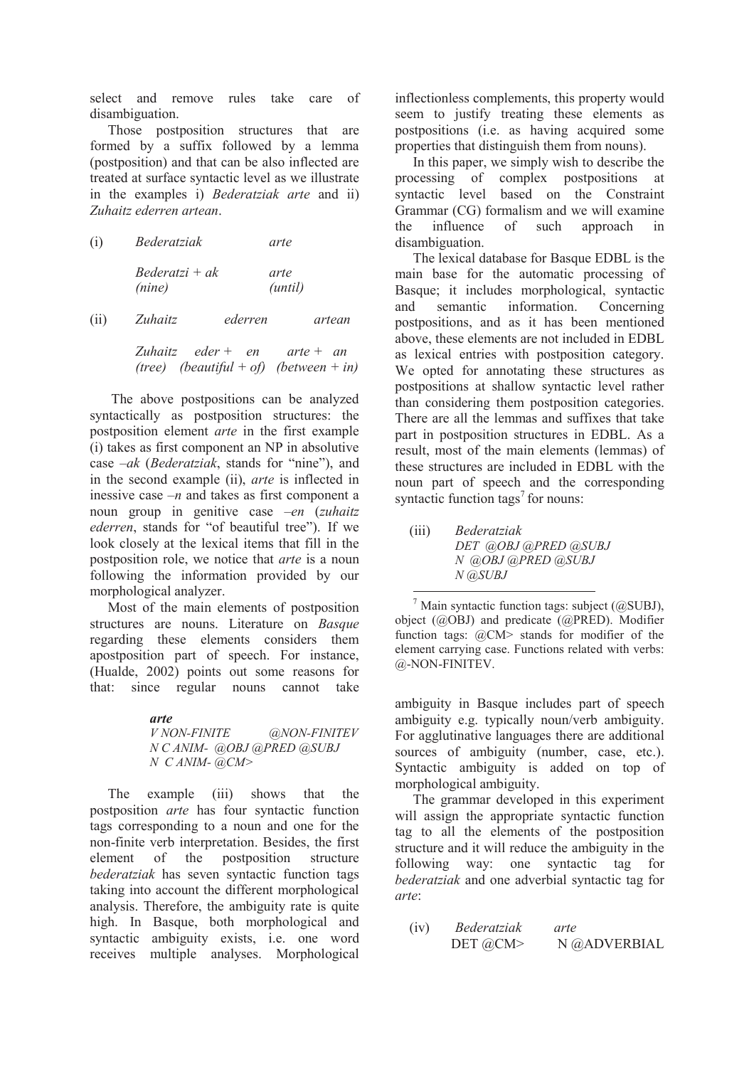select and remove rules take care of disambiguation.

Those postposition structures that are formed by a suffix followed by a lemma (postposition) and that can be also inflected are treated at surface syntactic level as we illustrate in the examples i) *Bederatziak arte* and ii) *Zuhaitz ederren artean*.

(i) *Bederatziak* *arte*

*Bederatzi + ak* *arte*
*(nine)* *(until)*

(ii) *Zuhaitz* *ederren* *artean*

*Zuhaitz* *eder + en* *arte + an*
*(tree)* *(beautiful + of)* *(between + in)*

The above postpositions can be analyzed syntactically as postposition structures: the postposition element *arte* in the first example (i) takes as first component an NP in absolutive case *–ak* (*Bederatziak*, stands for "nine"), and in the second example (ii), *arte* is inflected in inessive case *–n* and takes as first component a noun group in genitive case *–en* (*zuhaitz ederren*, stands for "of beautiful tree"). If we look closely at the lexical items that fill in the postposition role, we notice that *arte* is a noun following the information provided by our morphological analyzer.

Most of the main elements of postposition structures are nouns. Literature on *Basque* regarding these elements considers them apostposition part of speech. For instance, (Hualde, 2002) points out some reasons for that: since regular nouns cannot take inflectionless complements, this property would seem to justify treating these elements as postpositions (i.e. as having acquired some properties that distinguish them from nouns).

In this paper, we simply wish to describe the processing of complex postpositions at syntactic level based on the Constraint Grammar (CG) formalism and we will examine the influence of such approach in disambiguation.

The lexical database for Basque EDBL is the main base for the automatic processing of Basque; it includes morphological, syntactic and semantic information. Concerning postpositions, and as it has been mentioned above, these elements are not included in EDBL as lexical entries with postposition category. We opted for annotating these structures as postpositions at shallow syntactic level rather than considering them postposition categories. There are all the lemmas and suffixes that take part in postposition structures in EDBL. As a result, most of the main elements (lemmas) of these structures are included in EDBL with the noun part of speech and the corresponding syntactic function tags[7] for nouns:

(iii) *Bederatziak*
*DET @OBJ @PRED @SUBJ*
*N @OBJ @PRED @SUBJ*
*N @SUBJ*

***arte***
*V NON-FINITE @NON-FINITEV*
*N C ANIM- @OBJ @PRED @SUBJ*
*N C ANIM- @CM>*

The example (iii) shows that the postposition *arte* has four syntactic function tags corresponding to a noun and one for the non-finite verb interpretation. Besides, the first element of the postposition structure *bederatziak* has seven syntactic function tags taking into account the different morphological analysis. Therefore, the ambiguity rate is quite high. In Basque, both morphological and syntactic ambiguity exists, i.e. one word receives multiple analyses. Morphological ambiguity in Basque includes part of speech ambiguity e.g. typically noun/verb ambiguity. For agglutinative languages there are additional sources of ambiguity (number, case, etc.). Syntactic ambiguity is added on top of morphological ambiguity.

The grammar developed in this experiment will assign the appropriate syntactic function tag to all the elements of the postposition structure and it will reduce the ambiguity in the following way: one syntactic tag for *bederatziak* and one adverbial syntactic tag for *arte*:

(iv) *Bederatziak* *arte*
DET @CM> N @ADVERBIAL

[7] Main syntactic function tags: subject (@SUBJ), object (@OBJ) and predicate (@PRED). Modifier function tags: @CM> stands for modifier of the element carrying case. Functions related with verbs: @-NON-FINITEV.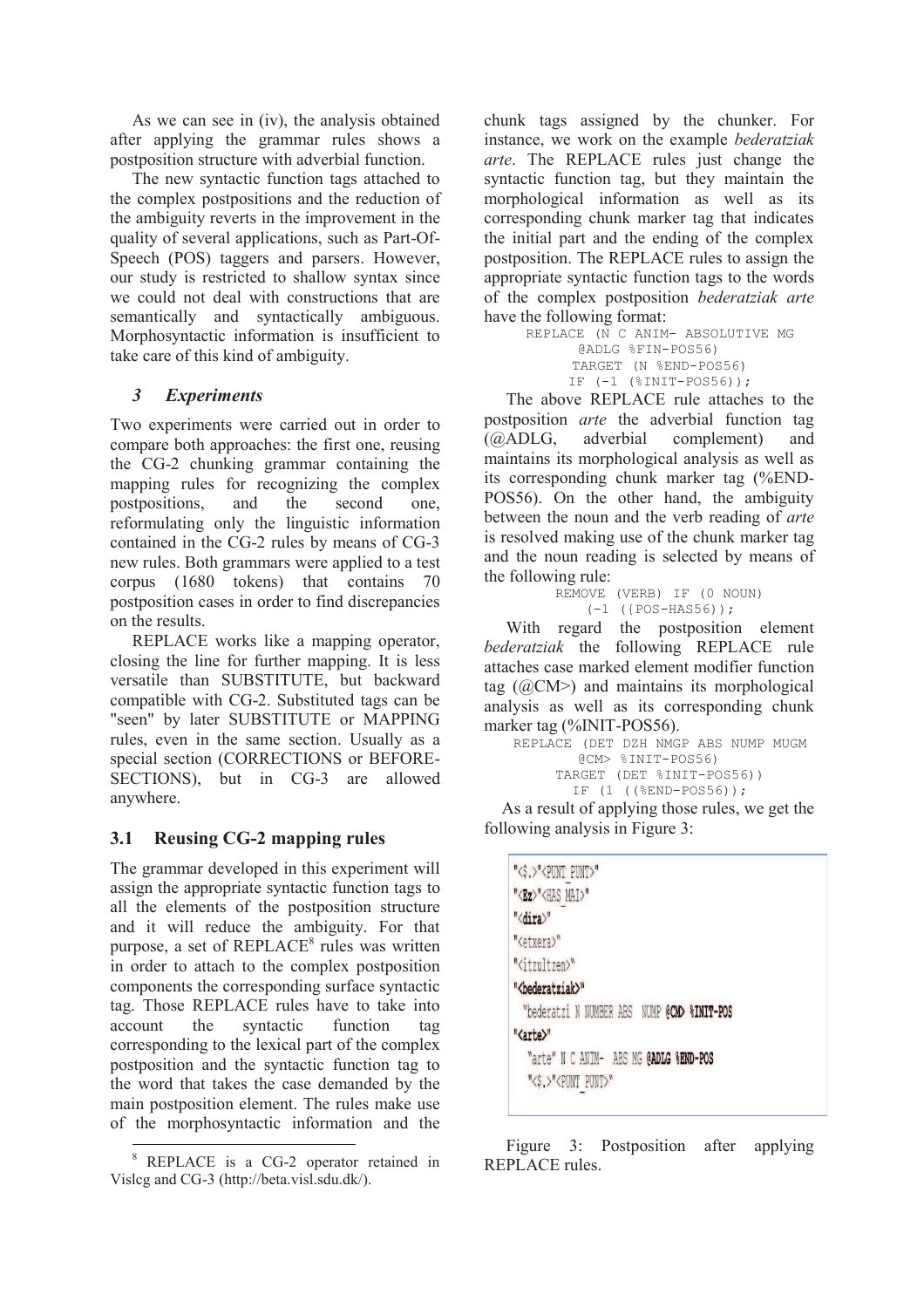As we can see in (iv), the analysis obtained after applying the grammar rules shows a postposition structure with adverbial function.

The new syntactic function tags attached to the complex postpositions and the reduction of the ambiguity reverts in the improvement in the quality of several applications, such as Part-Of-Speech (POS) taggers and parsers. However, our study is restricted to shallow syntax since we could not deal with constructions that are semantically and syntactically ambiguous. Morphosyntactic information is insufficient to take care of this kind of ambiguity.

## *3 Experiments*

Two experiments were carried out in order to compare both approaches: the first one, reusing the CG-2 chunking grammar containing the mapping rules for recognizing the complex postpositions, and the second one, reformulating only the linguistic information contained in the CG-2 rules by means of CG-3 new rules. Both grammars were applied to a test corpus (1680 tokens) that contains 70 postposition cases in order to find discrepancies on the results.

REPLACE works like a mapping operator, closing the line for further mapping. It is less versatile than SUBSTITUTE, but backward compatible with CG-2. Substituted tags can be "seen" by later SUBSTITUTE or MAPPING rules, even in the same section. Usually as a special section (CORRECTIONS or BEFORE-SECTIONS), but in CG-3 are allowed anywhere.

### 3.1 Reusing CG-2 mapping rules

The grammar developed in this experiment will assign the appropriate syntactic function tags to all the elements of the postposition structure and it will reduce the ambiguity. For that purpose, a set of REPLACE[8] rules was written in order to attach to the complex postposition components the corresponding surface syntactic tag. Those REPLACE rules have to take into account the syntactic function tag corresponding to the lexical part of the complex postposition and the syntactic function tag to the word that takes the case demanded by the main postposition element. The rules make use of the morphosyntactic information and the chunk tags assigned by the chunker. For instance, we work on the example *bederatziak arte*. The REPLACE rules just change the syntactic function tag, but they maintain the morphological information as well as its corresponding chunk marker tag that indicates the initial part and the ending of the complex postposition. The REPLACE rules to assign the appropriate syntactic function tags to the words of the complex postposition *bederatziak arte* have the following format:

```
REPLACE (N C ANIM- ABSOLUTIVE MG
    @ADLG %FIN-POS56)
    TARGET (N %END-POS56)
    IF (-1 (%INIT-POS56));
```

The above REPLACE rule attaches to the postposition *arte* the adverbial function tag (@ADLG, adverbial complement) and maintains its morphological analysis as well as its corresponding chunk marker tag (%END-POS56). On the other hand, the ambiguity between the noun and the verb reading of *arte* is resolved making use of the chunk marker tag and the noun reading is selected by means of the following rule:

```
REMOVE (VERB) IF (0 NOUN)
    (-1 ({POS-HAS56));
```

With regard the postposition element *bederatziak* the following REPLACE rule attaches case marked element modifier function tag (@CM>) and maintains its morphological analysis as well as its corresponding chunk marker tag (%INIT-POS56).

```
REPLACE (DET DZH NMGP ABS NUMP MUGM
    @CM> %INIT-POS56)
    TARGET (DET %INIT-POS56))
    IF (1 ((%END-POS56));
```

As a result of applying those rules, we get the following analysis in Figure 3:

```
"<$.>"<PUNT_PUNT>"
"<Ez>"<HAS_MAI>"
"<dira>"
"<etxera>"
"<itzultzen>"
"<bederatziak>"
  "bederatzi N NUMBER ABS  NUMP @CM> %INIT-POS
"<arte>"
  "arte" N C ANIM-  ABS NG @ADLG %END-POS
  "<$.>"<PUNT_PUNT>"
```

Figure 3: Postposition after applying REPLACE rules.

[8] REPLACE is a CG-2 operator retained in Vislcg and CG-3 (http://beta.visl.sdu.dk/).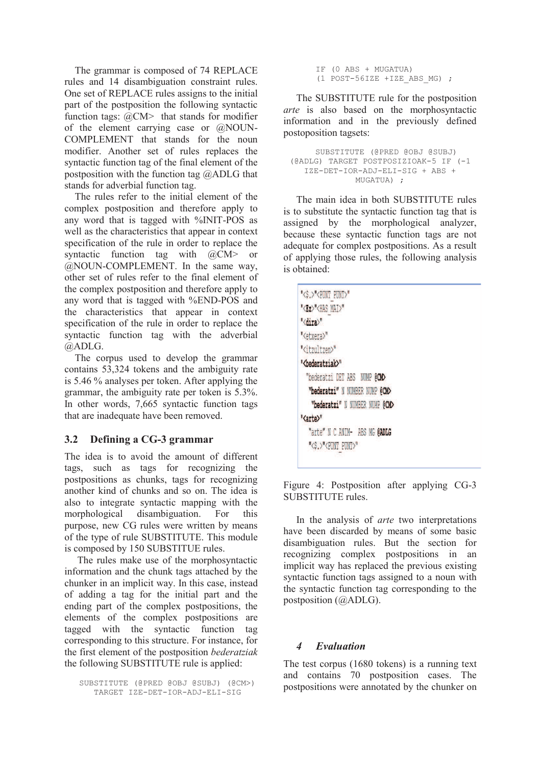The grammar is composed of 74 REPLACE rules and 14 disambiguation constraint rules. One set of REPLACE rules assigns to the initial part of the postposition the following syntactic function tags: @CM> that stands for modifier of the element carrying case or @NOUN-COMPLEMENT that stands for the noun modifier. Another set of rules replaces the syntactic function tag of the final element of the postposition with the function tag @ADLG that stands for adverbial function tag.

The rules refer to the initial element of the complex postposition and therefore apply to any word that is tagged with %INIT-POS as well as the characteristics that appear in context specification of the rule in order to replace the syntactic function tag with @CM> or @NOUN-COMPLEMENT. In the same way, other set of rules refer to the final element of the complex postposition and therefore apply to any word that is tagged with %END-POS and the characteristics that appear in context specification of the rule in order to replace the syntactic function tag with the adverbial @ADLG.

The corpus used to develop the grammar contains 53,324 tokens and the ambiguity rate is 5.46 % analyses per token. After applying the grammar, the ambiguity rate per token is 5.3%. In other words, 7,665 syntactic function tags that are inadequate have been removed.

## 3.2 Defining a CG-3 grammar

The idea is to avoid the amount of different tags, such as tags for recognizing the postpositions as chunks, tags for recognizing another kind of chunks and so on. The idea is also to integrate syntactic mapping with the morphological disambiguation. For this purpose, new CG rules were written by means of the type of rule SUBSTITUTE. This module is composed by 150 SUBSTITUTE rules.

The rules make use of the morphosyntactic information and the chunk tags attached by the chunker in an implicit way. In this case, instead of adding a tag for the initial part and the ending part of the complex postpositions, the elements of the complex postpositions are tagged with the syntactic function tag corresponding to this structure. For instance, for the first element of the postposition *bederatziak* the following SUBSTITUTE rule is applied:

```
SUBSTITUTE (@PRED @OBJ @SUBJ) (@CM>)
TARGET IZE-DET-IOR-ADJ-ELI-SIG
IF (0 ABS + MUGATUA)
(1 POST-56IZE +IZE_ABS_MG) ;
```

The SUBSTITUTE rule for the postposition *arte* is also based on the morphosyntactic information and in the previously defined postoposition tagsets:

```
SUBSTITUTE (@PRED @OBJ @SUBJ)
(@ADLG) TARGET POSTPOSIZIOAK-5 IF (-1
IZE-DET-IOR-ADJ-ELI-SIG + ABS +
MUGATUA) ;
```

The main idea in both SUBSTITUTE rules is to substitute the syntactic function tag that is assigned by the morphological analyzer, because these syntactic function tags are not adequate for complex postpositions. As a result of applying those rules, the following analysis is obtained:

```
"<$.>"<PUNT_PUNT>"
"<Ez>"<HAS_MAI>"
"<dira>"
"<etxera>"
"<itzultzen>"
"<bederatziak>"
  "bederatzi DET ABS NUMP @CM>
  "bederatzi" N NUMBER NUMP @CM>
  "bederatzi" N NUMBER NUMP @CM>
"<arte>"
  "arte" N C ANIM- ABS MG @ADLG
  "<$.>"<PUNT_PUNT>"
```

Figure 4: Postposition after applying CG-3 SUBSTITUTE rules.

In the analysis of *arte* two interpretations have been discarded by means of some basic disambiguation rules. But the section for recognizing complex postpositions in an implicit way has replaced the previous existing syntactic function tags assigned to a noun with the syntactic function tag corresponding to the postposition (@ADLG).

## 4 Evaluation

The test corpus (1680 tokens) is a running text and contains 70 postposition cases. The postpositions were annotated by the chunker on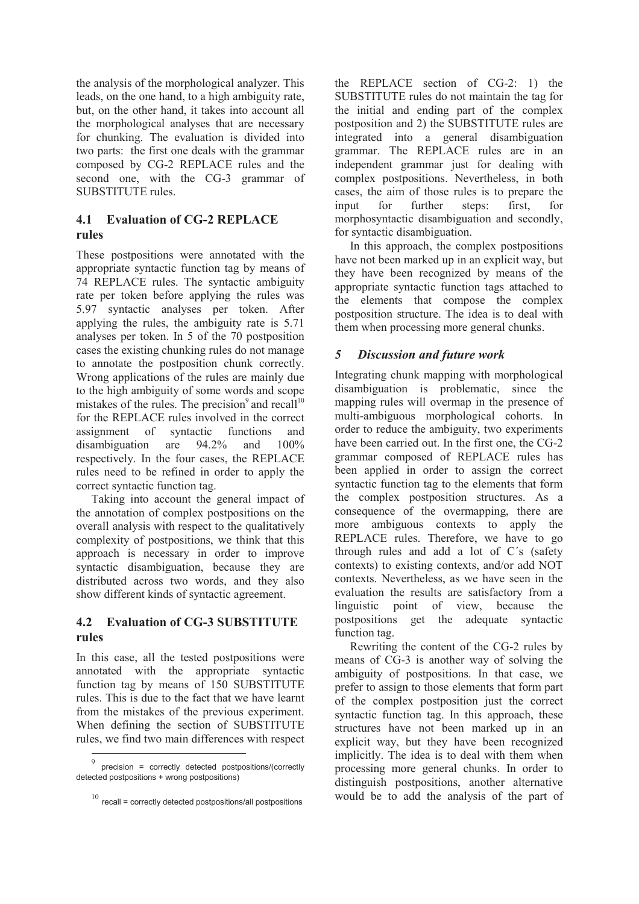the analysis of the morphological analyzer. This leads, on the one hand, to a high ambiguity rate, but, on the other hand, it takes into account all the morphological analyses that are necessary for chunking. The evaluation is divided into two parts: the first one deals with the grammar composed by CG-2 REPLACE rules and the second one, with the CG-3 grammar of SUBSTITUTE rules.

## 4.1 Evaluation of CG-2 REPLACE rules

These postpositions were annotated with the appropriate syntactic function tag by means of 74 REPLACE rules. The syntactic ambiguity rate per token before applying the rules was 5.97 syntactic analyses per token. After applying the rules, the ambiguity rate is 5.71 analyses per token. In 5 of the 70 postposition cases the existing chunking rules do not manage to annotate the postposition chunk correctly. Wrong applications of the rules are mainly due to the high ambiguity of some words and scope mistakes of the rules. The precision[9] and recall[10] for the REPLACE rules involved in the correct assignment of syntactic functions and disambiguation are 94.2% and 100% respectively. In the four cases, the REPLACE rules need to be refined in order to apply the correct syntactic function tag.

Taking into account the general impact of the annotation of complex postpositions on the overall analysis with respect to the qualitatively complexity of postpositions, we think that this approach is necessary in order to improve syntactic disambiguation, because they are distributed across two words, and they also show different kinds of syntactic agreement.

## 4.2 Evaluation of CG-3 SUBSTITUTE rules

In this case, all the tested postpositions were annotated with the appropriate syntactic function tag by means of 150 SUBSTITUTE rules. This is due to the fact that we have learnt from the mistakes of the previous experiment. When defining the section of SUBSTITUTE rules, we find two main differences with respect the REPLACE section of CG-2: 1) the SUBSTITUTE rules do not maintain the tag for the initial and ending part of the complex postposition and 2) the SUBSTITUTE rules are integrated into a general disambiguation grammar. The REPLACE rules are in an independent grammar just for dealing with complex postpositions. Nevertheless, in both cases, the aim of those rules is to prepare the input for further steps: first, for morphosyntactic disambiguation and secondly, for syntactic disambiguation.

In this approach, the complex postpositions have not been marked up in an explicit way, but they have been recognized by means of the appropriate syntactic function tags attached to the elements that compose the complex postposition structure. The idea is to deal with them when processing more general chunks.

## *5 Discussion and future work*

Integrating chunk mapping with morphological disambiguation is problematic, since the mapping rules will overmap in the presence of multi-ambiguous morphological cohorts. In order to reduce the ambiguity, two experiments have been carried out. In the first one, the CG-2 grammar composed of REPLACE rules has been applied in order to assign the correct syntactic function tag to the elements that form the complex postposition structures. As a consequence of the overmapping, there are more ambiguous contexts to apply the REPLACE rules. Therefore, we have to go through rules and add a lot of C´s (safety contexts) to existing contexts, and/or add NOT contexts. Nevertheless, as we have seen in the evaluation the results are satisfactory from a linguistic point of view, because the postpositions get the adequate syntactic function tag.

Rewriting the content of the CG-2 rules by means of CG-3 is another way of solving the ambiguity of postpositions. In that case, we prefer to assign to those elements that form part of the complex postposition just the correct syntactic function tag. In this approach, these structures have not been marked up in an explicit way, but they have been recognized implicitly. The idea is to deal with them when processing more general chunks. In order to distinguish postpositions, another alternative would be to add the analysis of the part of

---

[9] precision = correctly detected postpositions/(correctly detected postpositions + wrong postpositions)

[10] recall = correctly detected postpositions/all postpositions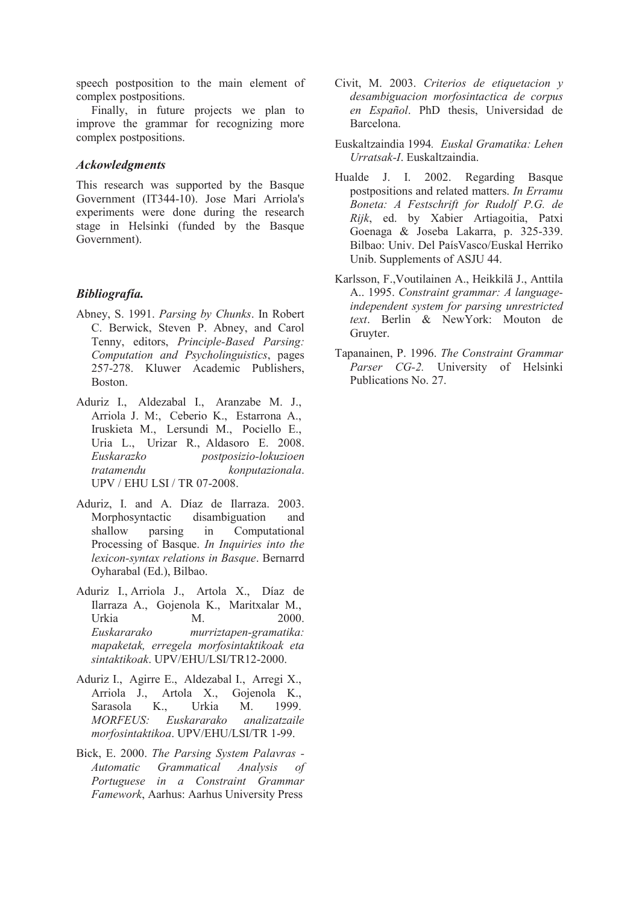speech postposition to the main element of complex postpositions.

Finally, in future projects we plan to improve the grammar for recognizing more complex postpositions.

### *Ackowledgments*

This research was supported by the Basque Government (IT344-10). Jose Mari Arriola's experiments were done during the research stage in Helsinki (funded by the Basque Government).

### *Bibliografía.*

Abney, S. 1991. *Parsing by Chunks*. In Robert C. Berwick, Steven P. Abney, and Carol Tenny, editors, *Principle-Based Parsing: Computation and Psycholinguistics*, pages 257-278. Kluwer Academic Publishers, Boston.

Aduriz I., Aldezabal I., Aranzabe M. J., Arriola J. M:, Ceberio K., Estarrona A., Iruskieta M., Lersundi M., Pociello E., Uria L., Urizar R., Aldasoro E. 2008. *Euskarazko postposizio-lokuzioen tratamendu konputazionala*. UPV / EHU LSI / TR 07-2008.

Aduriz, I. and A. Díaz de Ilarraza. 2003. Morphosyntactic disambiguation and shallow parsing in Computational Processing of Basque. *In Inquiries into the lexicon-syntax relations in Basque*. Bernarrd Oyharabal (Ed.), Bilbao.

Aduriz I., Arriola J., Artola X., Díaz de Ilarraza A., Gojenola K., Maritxalar M., Urkia M. 2000. *Euskararako murriztapen-gramatika: mapaketak, erregela morfosintaktikoak eta sintaktikoak*. UPV/EHU/LSI/TR12-2000.

Aduriz I., Agirre E., Aldezabal I., Arregi X., Arriola J., Artola X., Gojenola K., Sarasola K., Urkia M. 1999. *MORFEUS: Euskararako analizatzaile morfosintaktikoa*. UPV/EHU/LSI/TR 1-99.

Bick, E. 2000. *The Parsing System Palavras - Automatic Grammatical Analysis of Portuguese in a Constraint Grammar Famework*, Aarhus: Aarhus University Press

Civit, M. 2003. *Criterios de etiquetacion y desambiguacion morfosintactica de corpus en Español*. PhD thesis, Universidad de Barcelona.

Euskaltzaindia 1994*. Euskal Gramatika: Lehen Urratsak-I*. Euskaltzaindia.

Hualde J. I. 2002. Regarding Basque postpositions and related matters. *In Erramu Boneta: A Festschrift for Rudolf P.G. de Rijk*, ed. by Xabier Artiagoitia, Patxi Goenaga & Joseba Lakarra, p. 325-339. Bilbao: Univ. Del PaísVasco/Euskal Herriko Unib. Supplements of ASJU 44.

Karlsson, F.,Voutilainen A., Heikkilä J., Anttila A.. 1995. *Constraint grammar: A language-independent system for parsing unrestricted text*. Berlin & NewYork: Mouton de Gruyter.

Tapanainen, P. 1996. *The Constraint Grammar Parser CG-2.* University of Helsinki Publications No. 27.